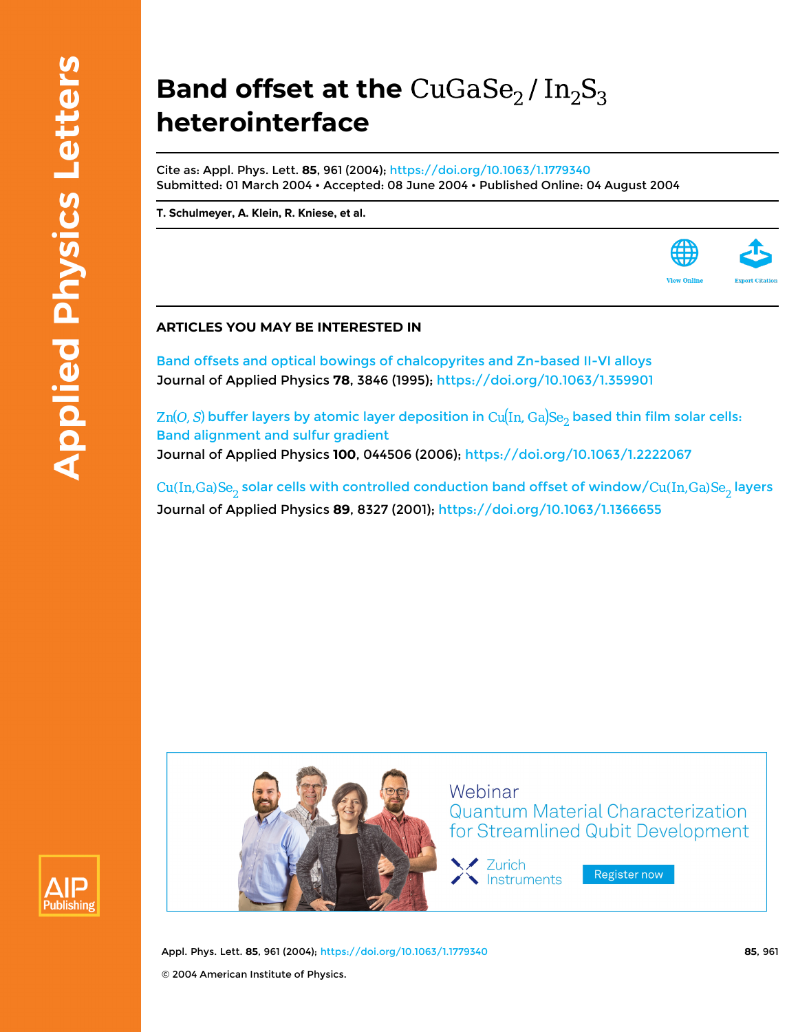# Band offset at the $CuGaSe_2 / In_2S_3$ heterointerface

Cite as: Appl. Phys. Lett. **85**, 961 (2004); https://doi.org/10.1063/1.1779340
Submitted: 01 March 2004 • Accepted: 08 June 2004 • Published Online: 04 August 2004

**T. Schulmeyer, A. Klein, R. Kniese, et al.**

View Online

Export Citation

## ARTICLES YOU MAY BE INTERESTED IN

Band offsets and optical bowings of chalcopyrites and Zn-based II-VI alloys
Journal of Applied Physics **78**, 3846 (1995); https://doi.org/10.1063/1.359901

$Zn(O, S)$ buffer layers by atomic layer deposition in $Cu(In, Ga)Se_2$ based thin film solar cells: Band alignment and sulfur gradient
Journal of Applied Physics **100**, 044506 (2006); https://doi.org/10.1063/1.2222067

$Cu(In,Ga)Se_2$ solar cells with controlled conduction band offset of window/$Cu(In,Ga)Se_2$ layers
Journal of Applied Physics **89**, 8327 (2001); https://doi.org/10.1063/1.1366655

Webinar
Quantum Material Characterization for Streamlined Qubit Development
Zurich Instruments
Register now

© 2004 American Institute of Physics.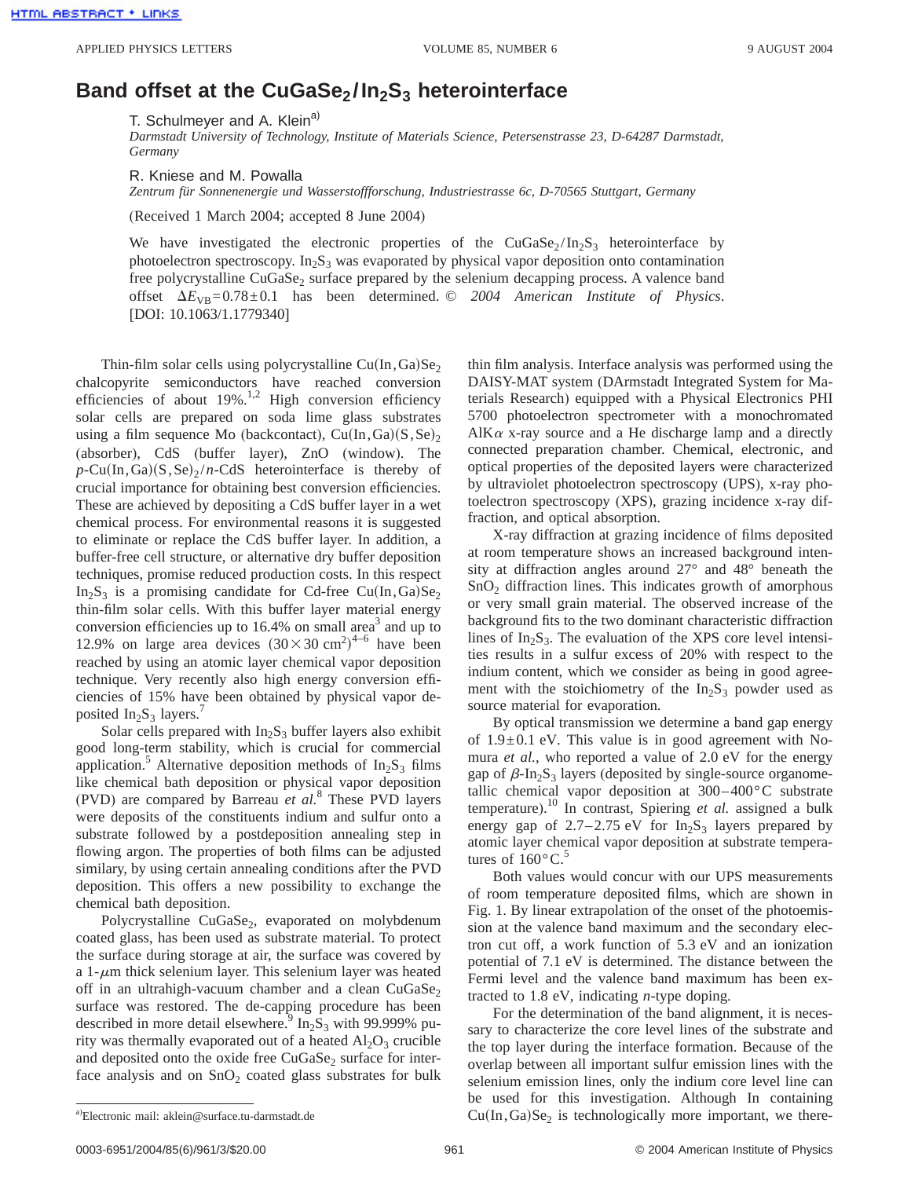# Band offset at the $CuGaSe_2/In_2S_3$ heterointerface

T. Schulmeyer and A. Klein[a)]

*Darmstadt University of Technology, Institute of Materials Science, Petersenstrasse 23, D-64287 Darmstadt, Germany*

R. Kniese and M. Powalla

*Zentrum für Sonnenenergie und Wasserstoffforschung, Industriestrasse 6c, D-70565 Stuttgart, Germany*

(Received 1 March 2004; accepted 8 June 2004)

We have investigated the electronic properties of the $CuGaSe_2/In_2S_3$ heterointerface by photoelectron spectroscopy. $In_2S_3$ was evaporated by physical vapor deposition onto contamination free polycrystalline $CuGaSe_2$ surface prepared by the selenium decapping process. A valence band offset $\Delta E_{VB}=0.78\pm0.1$ has been determined. © *2004 American Institute of Physics*. [DOI: 10.1063/1.1779340]

Thin-film solar cells using polycrystalline $Cu(In,Ga)Se_2$ chalcopyrite semiconductors have reached conversion efficiencies of about 19%.[1,2] High conversion efficiency solar cells are prepared on soda lime glass substrates using a film sequence Mo (backcontact), $Cu(In,Ga)(S,Se)_2$ (absorber), CdS (buffer layer), ZnO (window). The $p$-$Cu(In,Ga)(S,Se)_2$/$n$-CdS heterointerface is thereby of crucial importance for obtaining best conversion efficiencies. These are achieved by depositing a CdS buffer layer in a wet chemical process. For environmental reasons it is suggested to eliminate or replace the CdS buffer layer. In addition, a buffer-free cell structure, or alternative dry buffer deposition techniques, promise reduced production costs. In this respect $In_2S_3$ is a promising candidate for Cd-free $Cu(In,Ga)Se_2$ thin-film solar cells. With this buffer layer material energy conversion efficiencies up to 16.4% on small area[3] and up to 12.9% on large area devices $(30\times30\ \mathrm{cm}^2)$[4–6] have been reached by using an atomic layer chemical vapor deposition technique. Very recently also high energy conversion efficiencies of 15% have been obtained by physical vapor deposited $In_2S_3$ layers.[7]

Solar cells prepared with $In_2S_3$ buffer layers also exhibit good long-term stability, which is crucial for commercial application.[5] Alternative deposition methods of $In_2S_3$ films like chemical bath deposition or physical vapor deposition (PVD) are compared by Barreau *et al.*[8] These PVD layers were deposits of the constituents indium and sulfur onto a substrate followed by a postdeposition annealing step in flowing argon. The properties of both films can be adjusted similary, by using certain annealing conditions after the PVD deposition. This offers a new possibility to exchange the chemical bath deposition.

Polycrystalline $CuGaSe_2$, evaporated on molybdenum coated glass, has been used as substrate material. To protect the surface during storage at air, the surface was covered by a 1-$\mu$m thick selenium layer. This selenium layer was heated off in an ultrahigh-vacuum chamber and a clean $CuGaSe_2$ surface was restored. The de-capping procedure has been described in more detail elsewhere.[9] $In_2S_3$ with 99.999% purity was thermally evaporated out of a heated $Al_2O_3$ crucible and deposited onto the oxide free $CuGaSe_2$ surface for interface analysis and on $SnO_2$ coated glass substrates for bulk thin film analysis. Interface analysis was performed using the DAISY-MAT system (DArmstadt Integrated System for Materials Research) equipped with a Physical Electronics PHI 5700 photoelectron spectrometer with a monochromated AlK$\alpha$ x-ray source and a He discharge lamp and a directly connected preparation chamber. Chemical, electronic, and optical properties of the deposited layers were characterized by ultraviolet photoelectron spectroscopy (UPS), x-ray photoelectron spectroscopy (XPS), grazing incidence x-ray diffraction, and optical absorption.

X-ray diffraction at grazing incidence of films deposited at room temperature shows an increased background intensity at diffraction angles around 27° and 48° beneath the $SnO_2$ diffraction lines. This indicates growth of amorphous or very small grain material. The observed increase of the background fits to the two dominant characteristic diffraction lines of $In_2S_3$. The evaluation of the XPS core level intensities results in a sulfur excess of 20% with respect to the indium content, which we consider as being in good agreement with the stoichiometry of the $In_2S_3$ powder used as source material for evaporation.

By optical transmission we determine a band gap energy of $1.9\pm0.1$ eV. This value is in good agreement with Nomura *et al.*, who reported a value of 2.0 eV for the energy gap of $\beta$-$In_2S_3$ (deposited by single-source organometallic chemical vapor deposition at 300–400 °C substrate temperature).[10] In contrast, Spiering *et al.* assigned a bulk energy gap of 2.7–2.75 eV for $In_2S_3$ layers prepared by atomic layer chemical vapor deposition at substrate temperatures of 160 °C.[5]

Both values would concur with our UPS measurements of room temperature deposited films, which are shown in Fig. 1. By linear extrapolation of the onset of the photoemission at the valence band maximum and the secondary electron cut off, a work function of 5.3 eV and an ionization potential of 7.1 eV is determined. The distance between the Fermi level and the valence band maximum has been extracted to 1.8 eV, indicating $n$-type doping.

For the determination of the band alignment, it is necessary to characterize the core level lines of the substrate and the top layer during the interface formation. Because of the overlap between all important sulfur emission lines with the selenium emission lines, only the indium core level line can be used for this investigation. Although In containing $Cu(In,Ga)Se_2$ is technologically more important, we there-

[a)]Electronic mail: aklein@surface.tu-darmstadt.de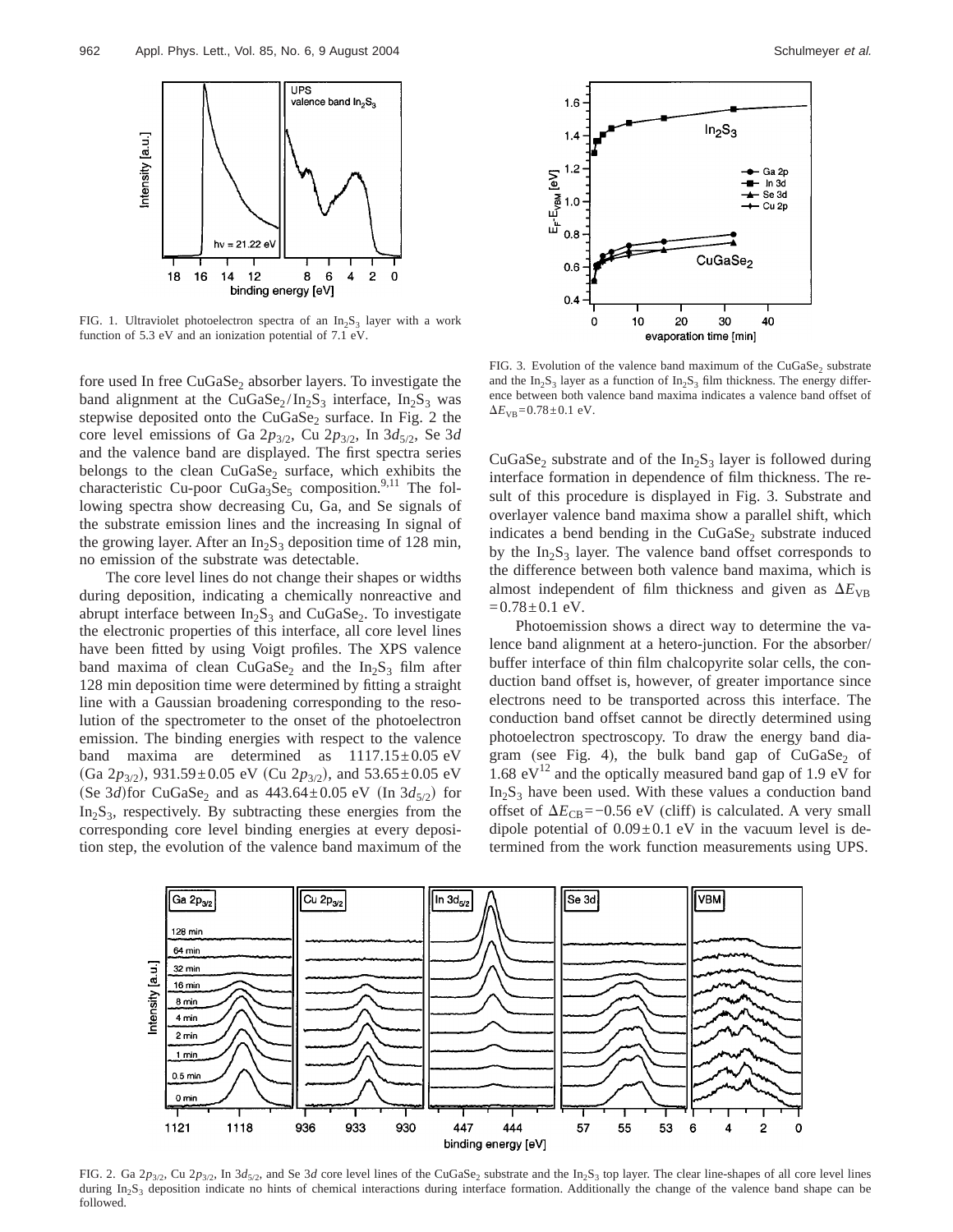FIG. 1. Ultraviolet photoelectron spectra of an $In_2S_3$ layer with a work function of 5.3 eV and an ionization potential of 7.1 eV.

fore used In free $CuGaSe_2$ absorber layers. To investigate the band alignment at the $CuGaSe_2/In_2S_3$ interface, $In_2S_3$ was stepwise deposited onto the $CuGaSe_2$ surface. In Fig. 2 the core level emissions of Ga $2p_{3/2}$, Cu $2p_{3/2}$, In $3d_{5/2}$, Se $3d$ and the valence band are displayed. The first spectra series belongs to the clean $CuGaSe_2$ surface, which exhibits the characteristic Cu-poor $CuGa_3Se_5$ composition.[9,11] The following spectra show decreasing Cu, Ga, and Se signals of the substrate emission lines and the increasing In signal of the growing layer. After an $In_2S_3$ deposition time of 128 min, no emission of the substrate was detectable.

The core level lines do not change their shapes or widths during deposition, indicating a chemically nonreactive and abrupt interface between $In_2S_3$ and $CuGaSe_2$. To investigate the electronic properties of this interface, all core level lines have been fitted by using Voigt profiles. The XPS valence band maxima of clean $CuGaSe_2$ and the $In_2S_3$ film after 128 min deposition time were determined by fitting a straight line with a Gaussian broadening corresponding to the resolution of the spectrometer to the onset of the photoelectron emission. The binding energies with respect to the valence band maxima are determined as $1117.15 \pm 0.05$ eV (Ga $2p_{3/2}$), $931.59 \pm 0.05$ eV (Cu $2p_{3/2}$), and $53.65 \pm 0.05$ eV (Se $3d$)for $CuGaSe_2$ and as $443.64 \pm 0.05$ eV (In $3d_{5/2}$) for $In_2S_3$, respectively. By subtracting these energies from the corresponding core level binding energies at every deposition step, the evolution of the valence band maximum of the $CuGaSe_2$ substrate and of the $In_2S_3$ layer is followed during interface formation in dependence of film thickness. The result of this procedure is displayed in Fig. 3. Substrate and overlayer valence band maxima show a parallel shift, which indicates a bend bending in the $CuGaSe_2$ substrate induced by the $In_2S_3$ layer. The valence band offset corresponds to the difference between both valence band maxima, which is almost independent of film thickness and given as $\Delta E_{VB} = 0.78 \pm 0.1$ eV.

FIG. 3. Evolution of the valence band maximum of the $CuGaSe_2$ substrate and the $In_2S_3$ layer as a function of $In_2S_3$ film thickness. The energy difference between both valence band maxima indicates a valence band offset of $\Delta E_{VB} = 0.78 \pm 0.1$ eV.

Photoemission shows a direct way to determine the valence band alignment at a hetero-junction. For the absorber/buffer interface of thin film chalcopyrite solar cells, the conduction band offset is, however, of greater importance since electrons need to be transported across this interface. The conduction band offset cannot be directly determined using photoelectron spectroscopy. To draw the energy band diagram (see Fig. 4), the bulk band gap of $CuGaSe_2$ of 1.68 eV[12] and the optically measured band gap of 1.9 eV for $In_2S_3$ have been used. With these values a conduction band offset of $\Delta E_{CB} = -0.56$ eV (cliff) is calculated. A very small dipole potential of $0.09 \pm 0.1$ eV in the vacuum level is determined from the work function measurements using UPS.

FIG. 2. Ga $2p_{3/2}$, Cu $2p_{3/2}$, In $3d_{5/2}$, and Se $3d$ core level lines of the $CuGaSe_2$ substrate and the $In_2S_3$ top layer. The clear line-shapes of all core level lines during $In_2S_3$ deposition indicate no hints of chemical interactions during interface formation. Additionally the change of the valence band shape can be followed.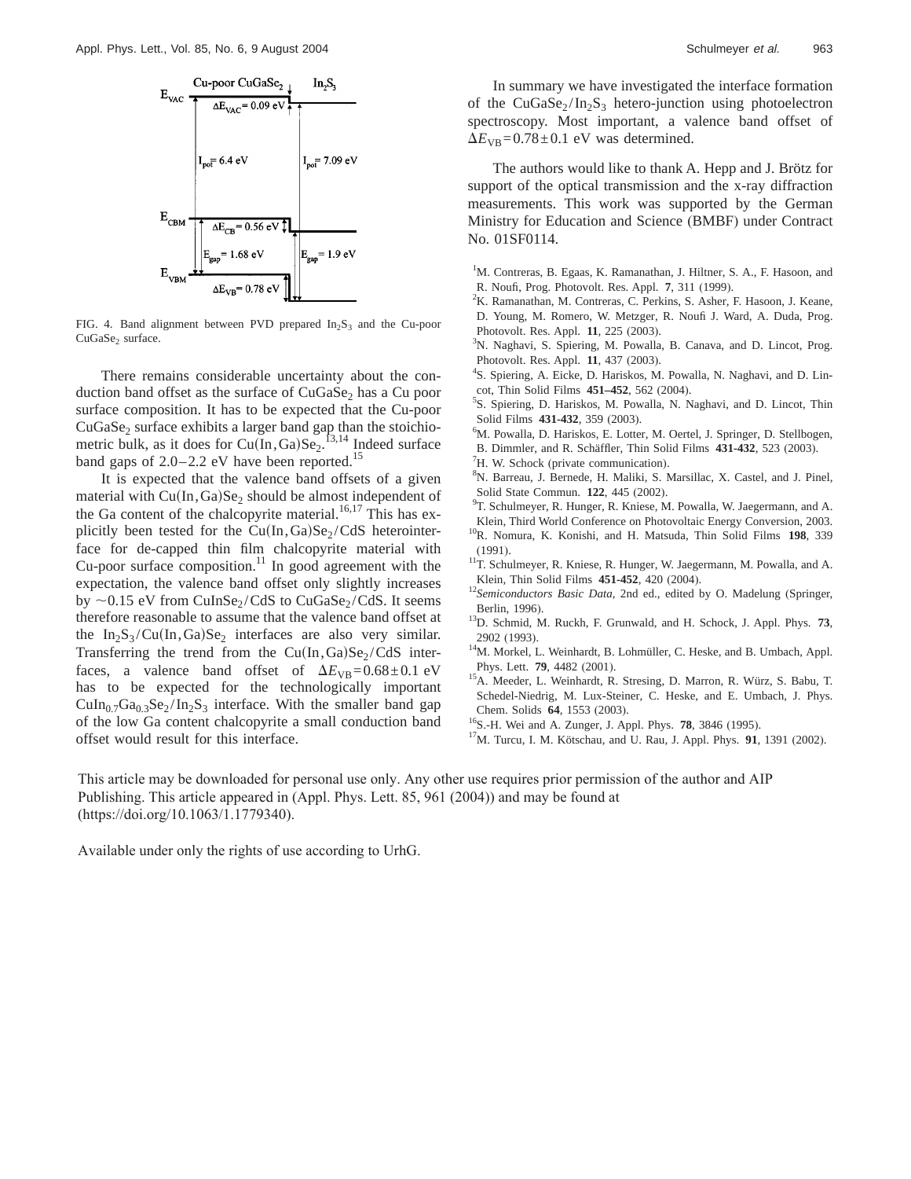Cu-poor $CuGaSe_2$

$In_2S_3$

$E_{VAC}$

$\Delta E_{VAC}$= 0.09 eV

$I_{pot}$= 6.4 eV

$I_{pot}$= 7.09 eV

$E_{CBM}$

$\Delta E_{CB}$= 0.56 eV

$E_{gap}$= 1.68 eV

$E_{gap}$= 1.9 eV

$E_{VBM}$

$\Delta E_{VB}$= 0.78 eV

FIG. 4. Band alignment between PVD prepared $In_2S_3$ and the Cu-poor $CuGaSe_2$ surface.

There remains considerable uncertainty about the conduction band offset as the surface of $CuGaSe_2$ has a Cu poor surface composition. It has to be expected that the Cu-poor $CuGaSe_2$ surface exhibits a larger band gap than the stoichiometric bulk, as it does for $Cu(In,Ga)Se_2$.[13,14] Indeed surface band gaps of 2.0–2.2 eV have been reported.[15]

It is expected that the valence band offsets of a given material with $Cu(In,Ga)Se_2$ should be almost independent of the Ga content of the chalcopyrite material.[16,17] This has explicitly been tested for the $Cu(In,Ga)Se_2/CdS$ heterointerface for de-capped thin film chalcopyrite material with Cu-poor surface composition.[11] In good agreement with the expectation, the valence band offset only slightly increases by ~0.15 eV from $CuInSe_2/CdS$ to $CuGaSe_2/CdS$. It seems therefore reasonable to assume that the valence band offset at the $In_2S_3/Cu(In,Ga)Se_2$ interfaces are also very similar. Transferring the trend from the $Cu(In,Ga)Se_2/CdS$ interfaces, a valence band offset of $\Delta E_{VB}=0.68\pm0.1$ eV has to be expected for the technologically important $CuIn_{0.7}Ga_{0.3}Se_2/In_2S_3$ interface. With the smaller band gap of the low Ga content chalcopyrite a small conduction band offset would result for this interface.

In summary we have investigated the interface formation of the $CuGaSe_2/In_2S_3$ hetero-junction using photoelectron spectroscopy. Most important, a valence band offset of $\Delta E_{VB}=0.78\pm0.1$ eV was determined.

The authors would like to thank A. Hepp and J. Brötz for support of the optical transmission and the x-ray diffraction measurements. This work was supported by the German Ministry for Education and Science (BMBF) under Contract No. 01SF0114.

[1] M. Contreras, B. Egaas, K. Ramanathan, J. Hiltner, S. A., F. Hasoon, and R. Noufi, Prog. Photovolt. Res. Appl. **7**, 311 (1999).
[2] K. Ramanathan, M. Contreras, C. Perkins, S. Asher, F. Hasoon, J. Keane, D. Young, M. Romero, W. Metzger, R. Noufi J. Ward, A. Duda, Prog. Photovolt. Res. Appl. **11**, 225 (2003).
[3] N. Naghavi, S. Spiering, M. Powalla, B. Canava, and D. Lincot, Prog. Photovolt. Res. Appl. **11**, 437 (2003).
[4] S. Spiering, A. Eicke, D. Hariskos, M. Powalla, N. Naghavi, and D. Lincot, Thin Solid Films **451–452**, 562 (2004).
[5] S. Spiering, D. Hariskos, M. Powalla, N. Naghavi, and D. Lincot, Thin Solid Films **431-432**, 359 (2003).
[6] M. Powalla, D. Hariskos, E. Lotter, M. Oertel, J. Springer, D. Stellbogen, B. Dimmler, and R. Schäffler, Thin Solid Films **431-432**, 523 (2003).
[7] H. W. Schock (private communication).
[8] N. Barreau, J. Bernede, H. Maliki, S. Marsillac, X. Castel, and J. Pinel, Solid State Commun. **122**, 445 (2002).
[9] T. Schulmeyer, R. Hunger, R. Kniese, M. Powalla, W. Jaegermann, and A. Klein, Third World Conference on Photovoltaic Energy Conversion, 2003.
[10] R. Nomura, K. Konishi, and H. Matsuda, Thin Solid Films **198**, 339 (1991).
[11] T. Schulmeyer, R. Kniese, R. Hunger, W. Jaegermann, M. Powalla, and A. Klein, Thin Solid Films **451-452**, 420 (2004).
[12] *Semiconductors Basic Data*, 2nd ed., edited by O. Madelung (Springer, Berlin, 1996).
[13] D. Schmid, M. Ruckh, F. Grunwald, and H. Schock, J. Appl. Phys. **73**, 2902 (1993).
[14] M. Morkel, L. Weinhardt, B. Lohmüller, C. Heske, and B. Umbach, Appl. Phys. Lett. **79**, 4482 (2001).
[15] A. Meeder, L. Weinhardt, R. Stresing, D. Marron, R. Würz, S. Babu, T. Schedel-Niedrig, M. Lux-Steiner, C. Heske, and E. Umbach, J. Phys. Chem. Solids **64**, 1553 (2003).
[16] S.-H. Wei and A. Zunger, J. Appl. Phys. **78**, 3846 (1995).
[17] M. Turcu, I. M. Kötschau, and U. Rau, J. Appl. Phys. **91**, 1391 (2002).

This article may be downloaded for personal use only. Any other use requires prior permission of the author and AIP Publishing. This article appeared in (Appl. Phys. Lett. 85, 961 (2004)) and may be found at (https://doi.org/10.1063/1.1779340).

Available under only the rights of use according to UrhG.